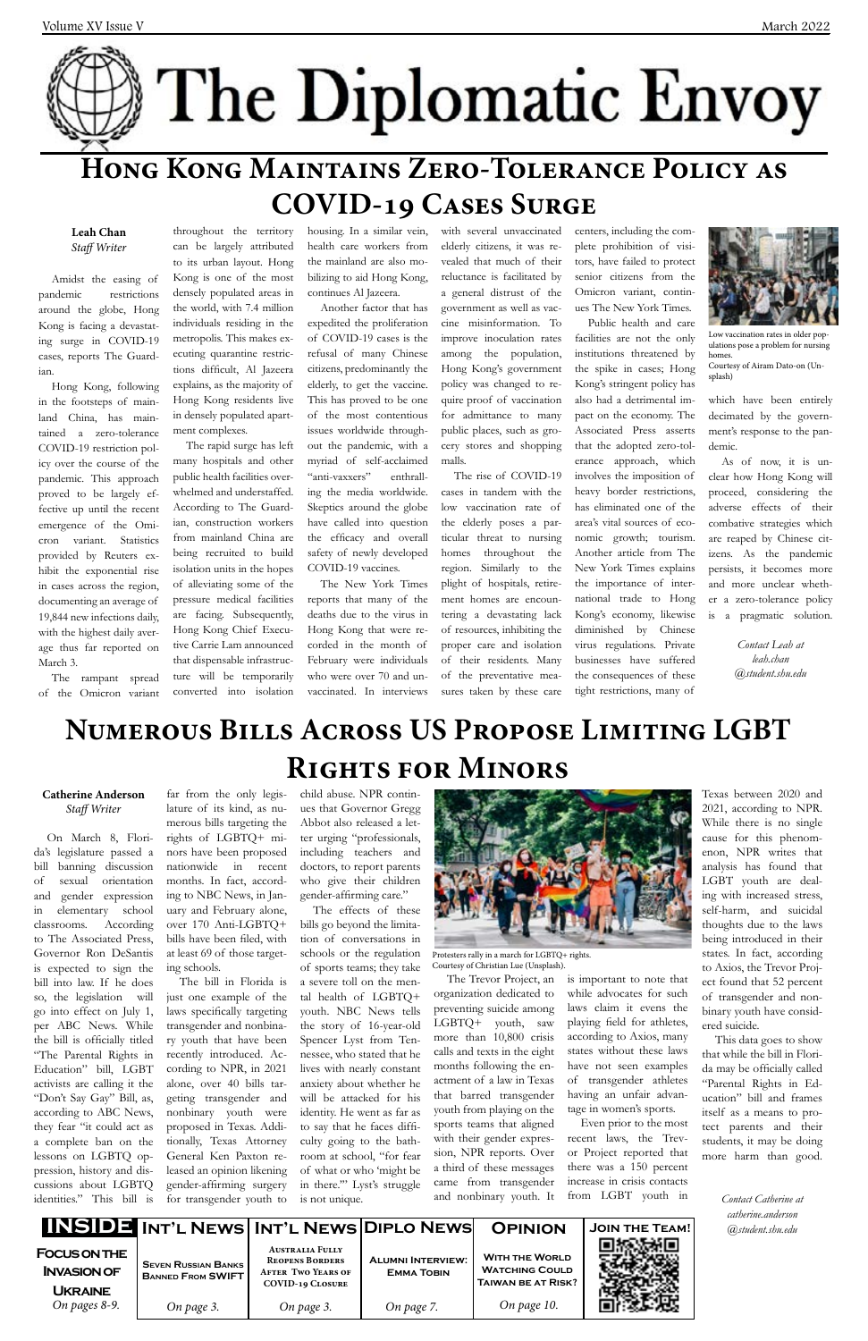# The Diplomatic Envoy

## Hong Kong Maintains Zero-Tolerance Policy as COVID-19 Cases Surge

**Leah Chan**
*Staff Writer*

Amidst the easing of pandemic restrictions around the globe, Hong Kong is facing a devastating surge in COVID-19 cases, reports The Guardian.

Hong Kong, following in the footsteps of mainland China, has maintained a zero-tolerance COVID-19 restriction policy over the course of the pandemic. This approach proved to be largely effective up until the recent emergence of the Omicron variant. Statistics provided by Reuters exhibit the exponential rise in cases across the region, documenting an average of 19,844 new infections daily, with the highest daily average thus far reported on March 3.

The rampant spread of the Omicron variant throughout the territory can be largely attributed to its urban layout. Hong Kong is one of the most densely populated areas in the world, with 7.4 million individuals residing in the metropolis. This makes executing quarantine restrictions difficult, Al Jazeera explains, as the majority of Hong Kong residents live in densely populated apartment complexes.

The rapid surge has left many hospitals and other public health facilities overwhelmed and understaffed. According to The Guardian, construction workers from mainland China are being recruited to build isolation units in the hopes of alleviating some of the pressure medical facilities are facing. Subsequently, Hong Kong Chief Executive Carrie Lam announced that dispensable infrastructure will be temporarily converted into isolation housing. In a similar vein, health care workers from the mainland are also mobilizing to aid Hong Kong, continues Al Jazeera.

Another factor that has expedited the proliferation of COVID-19 cases is the refusal of many Chinese citizens, predominantly the elderly, to get the vaccine. This has proved to be one of the most contentious issues worldwide throughout the pandemic, with a myriad of self-acclaimed "anti-vaxxers" enthralling the media worldwide. Skeptics around the globe have called into question the efficacy and overall safety of newly developed COVID-19 vaccines.

The New York Times reports that many of the deaths due to the virus in Hong Kong that were recorded in the month of February were individuals who were over 70 and unvaccinated. In interviews with several unvaccinated elderly citizens, it was revealed that much of their reluctance is facilitated by a general distrust of the government as well as vaccine misinformation. To improve inoculation rates among the population, Hong Kong's government policy was changed to require proof of vaccination for admittance to many public places, such as grocery stores and shopping malls.

The rise of COVID-19 cases in tandem with the low vaccination rate of the elderly poses a particular threat to nursing homes throughout the region. Similarly to the plight of hospitals, retirement homes are encountering a devastating lack of resources, inhibiting the proper care and isolation of their residents. Many of the preventative measures taken by these care centers, including the complete prohibition of visitors, have failed to protect senior citizens from the Omicron variant, continues The New York Times.

Public health and care facilities are not the only institutions threatened by the spike in cases; Hong Kong's stringent policy has also had a detrimental impact on the economy. The Associated Press asserts that the adopted zero-tolerance approach, which involves the imposition of heavy border restrictions, has eliminated one of the area's vital sources of economic growth; tourism. Another article from The New York Times explains the importance of international trade to Hong Kong's economy, likewise diminished by Chinese virus regulations. Private businesses have suffered the consequences of these tight restrictions, many of which have been entirely decimated by the government's response to the pandemic.

Low vaccination rates in older populations pose a problem for nursing homes.
Courtesy of Airam Dato-on (Unsplash)

As of now, it is unclear how Hong Kong will proceed, considering the adverse effects of their combative strategies which are reaped by Chinese citizens. As the pandemic persists, it becomes more and more unclear whether a zero-tolerance policy is a pragmatic solution.

*Contact Leah at leah.chan@student.shu.edu*

## Numerous Bills Across US Propose Limiting LGBT Rights for Minors

**Catherine Anderson**
*Staff Writer*

On March 8, Florida's legislature passed a bill banning discussion of sexual orientation and gender expression in elementary school classrooms. According to The Associated Press, Governor Ron DeSantis is expected to sign the bill into law. If he does so, the legislation will go into effect on July 1, per ABC News. While the bill is officially titled "The Parental Rights in Education" bill, LGBT activists are calling it the "Don't Say Gay" Bill, as, according to ABC News, they fear "it could act as a complete ban on the lessons on LGBTQ oppression, history and discussions about LGBTQ identities." This bill is far from the only legislature of its kind, as numerous bills targeting the rights of LGBTQ+ minors have been proposed nationwide in recent months. In fact, according to NBC News, in January and February alone, over 170 Anti-LGBTQ+ bills have been filed, with at least 69 of those targeting schools.

The bill in Florida is just one example of the laws specifically targeting transgender and nonbinary youth that have been recently introduced. According to NPR, in 2021 alone, over 40 bills targeting transgender and nonbinary youth were proposed in Texas. Additionally, Texas Attorney General Ken Paxton released an opinion likening gender-affirming surgery for transgender youth to child abuse. NPR continues that Governor Gregg Abbot also released a letter urging "professionals, including teachers and doctors, to report parents who give their children gender-affirming care."

The effects of these bills go beyond the limitation of conversations in schools or the regulation of sports teams; they take a severe toll on the mental health of LGBTQ+ youth. NBC News tells the story of 16-year-old Spencer Lyst from Tennessee, who stated that he lives with nearly constant anxiety about whether he will be attacked for his identity. He went as far as to say that he faces difficulty going to the bathroom at school, "for fear of what or who 'might be in there.'" Lyst's struggle is not unique.

Protesters rally in a march for LGBTQ+ rights.
Courtesy of Christian Lue (Unsplash).

The Trevor Project, an organization dedicated to preventing suicide among LGBTQ+ youth, saw more than 10,800 crisis calls and texts in the eight months following the enactment of a law in Texas that barred transgender youth from playing on the sports teams that aligned with their gender expression, NPR reports. Over a third of these messages came from transgender and nonbinary youth. It is important to note that while advocates for such laws claim it evens the playing field for athletes, according to Axios, many states without these laws have not seen examples of transgender athletes having an unfair advantage in women's sports.

Even prior to the most recent laws, the Trevor Project reported that there was a 150 percent increase in crisis contacts from LGBT youth in Texas between 2020 and 2021, according to NPR. While there is no single cause for this phenomenon, NPR writes that analysis has found that LGBT youth are dealing with increased stress, self-harm, and suicidal thoughts due to the laws being introduced in their states. In fact, according to Axios, the Trevor Project found that 52 percent of transgender and nonbinary youth have considered suicide.

This data goes to show that while the bill in Florida may be officially called "Parental Rights in Education" bill and frames itself as a means to protect parents and their students, it may be doing more harm than good.

*Contact Catherine at catherine.anderson@student.shu.edu*

---

**INSIDE**

| Focus on the Invasion of Ukraine | Int'l News | Int'l News | Diplo News | Opinion | Join the Team! |
|---|---|---|---|---|---|
| | Seven Russian Banks Banned From SWIFT | Australia Fully Reopens Borders After Two Years of COVID-19 Closure | Alumni Interview: Emma Tobin | With the World Watching Could Taiwan be at Risk? | |
| *On pages 8-9.* | *On page 3.* | *On page 3.* | *On page 7.* | *On page 10.* | |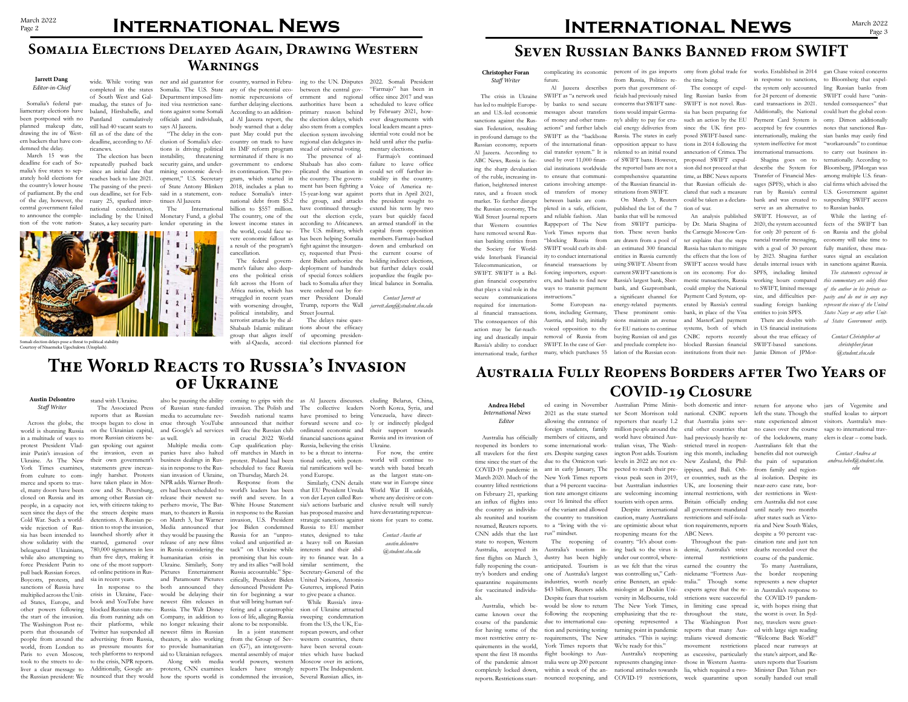# Somalia Elections Delayed Again, Drawing Western Warnings

**Jarrett Dang**
*Editor-in-Chief*

Somalia's federal parliamentary elections have been postponed with no planned makeup date, drawing the ire of Western backers that have condemned the delay.

March 15 was the deadline for each of Somalia's five states to separately hold elections for the country's lower house of parliament. By the end of the day, however, the central government failed to announce the completion of the vote nationwide. While voting was completed in the states of South West and Galmudug, the states of Jubaland, Hirshabelle, and Puntland cumulatively still had 40 vacant seats to fill as of the date of the deadline, according to Africanews.

The election has been repeatedly pushed back since an initial date that reaches back to late 2021. The passing of the previous deadline, set for February 25, sparked international condemnation, including by the United States, a key security partner and aid guarantor for Somalia. The U.S. State Department imposed limited visa restriction sanctions against some Somali officials and individuals, says Al Jazeera.

"The delay in the conclusion of Somalia's elections is driving political instability, threatening security gains, and undermining economic development," U.S. Secretary of State Antony Blinken said in a statement, continues Al Jazeera

The International Monetary Fund, a global lender operating in the country, warned in February of the potential economic repercussions of further delaying elections. According to an additional Al Jazeera report, the body warned that a delay past May could put the country on track to have its IMF reform program terminated if there is no government to endorse its continuation. The program, which started in 2018, includes a plan to reduce Somalia's international debt from $5.2 billion to $557 million. The country, one of the lowest income states in the world, could face severe economic fallout as a result of the program's cancellation.

The federal government's failure also deepens the political crisis felt across the Horn of Africa nation, which has struggled in recent years with worsening drought, political instability, and terrorist attacks by the al-Shabaab Islamic militant group that aligns itself with al-Qaeda, according to the UN. Disputes between the central government and regional authorities have been a primary reason behind the election delays, which also stem from a complex election system involving regional clan delegates instead of universal voting.

The presence of al-Shabaab has also complicated the situation in the country. The government has been fighting a 15-year-long war against the group, and attacks have continued throughout the election cycle, according to Africanews. The U.S. military, which has been helping Somalia fight against the insurgency, requested that President Joe Biden authorize the deployment of hundreds of special forces soldiers back to Somalia after they were ordered out by former President Donald Trump, reports the Wall Street Journal.

The delays raise questions about the efficacy of upcoming presidential elections planned for 2022. Somali President "Farmajo" has been in office since 2017 and was scheduled to leave office by February 2021, however disagreements with local leaders meant a presidential vote could not be held until after the parliamentary elections.

Farmajo's continued failure to leave office could set off further instability in the country. Voice of America reports that in April 2021, the president sought to extend his term by two years but quickly faced an armed standoff in the capital from opposition members. Farmajo backed down and embarked on the current course of holding indirect elections, but further delays could jeopardize the fragile political balance in Somalia.

*Contact Jarrett at jarrett.dang@student.shu.edu*

Somali election delays pose a threat to political stability.
Courtesy of Nnaemeka Ugochukwu (Unsplash).

# The World Reacts to Russia's Invasion of Ukraine

**Austin Delsontro**
*Staff Writer*

Across the globe, the world is shunning Russia in a multitude of ways to protest President Vladimir Putin's invasion of Ukraine. As The New York Times examines, from culture to commerce and sports to travel, many doors have been closed on Russia and its people, in a capacity not seen since the days of the Cold War. Such a worldwide rejection of Russia has been intended to show solidarity with the beleaguered Ukrainians, while also attempting to force President Putin to pull back Russian forces.

Boycotts, protests, and sanctions of Russia have multiplied across the United States, Europe, and other powers following the start of the invasion. The Washington Post reports that thousands of people from around the world, from London to Paris to even Moscow, took to the streets to deliver a clear message to the Russian president: We stand with Ukraine.

The Associated Press reports that as Russian troops began to close in on the Ukrainian capital, more Russian citizens began speaking out against the invasion, even as their own government's statements grew increasingly harsher. Protests have taken place in Moscow and St. Petersburg, among other Russian cities, with citizens taking to the streets despite mass detentions. A Russian petition to stop the invasion, launched shortly after it started, garnered over 780,000 signatures in less than five days, making it one of the most supported online petitions in Russia in recent years.

In response to the crisis in Ukraine, Facebook and YouTube have blocked Russian state-media from running ads on their platforms, while Twitter has suspended all advertising from Russia, as pressure mounts for tech platforms to respond to the crisis, NPR reports. Additionally, Google announced that they would also be pausing the ability of Russian state-funded media to accumulate revenue through YouTube and Google's ad services as well.

Multiple media companies have also halted business dealings in Russia in response to the Russian invasion of Ukraine, NPR adds. Warner Brothers had been scheduled to release their newest superhero movie, The Batman, to theaters in Russia on March 3, but Warner Media announced that they would be pausing the release of any new films in Russia considering the humanitarian crisis in Ukraine. Similarly, Sony Pictures Entertainment and Paramount Pictures both announced they would be delaying their newest film releases in Russia. The Walt Disney Company, in addition to no longer releasing their newest films in Russian theaters, is also working to provide humanitarian aid to Ukrainian refugees.

Along with media protests, CNN examines how the sports world is coming to grips with the invasion. The Polish and Swedish national teams announced that neither will face the Russian club in crucial 2022 World Cup qualification playoff matches in March in protest. Poland had been scheduled to face Russia on Thursday, March 24.

Response from the world's leaders has been swift and severe. In a White House Statement in response to the Russian invasion, U.S. President Joe Biden condemned Russia for an "unprovoked and unjustified attack" on Ukraine while promising that his country and its allies "will hold Russia accountable." Specifically, President Biden denounced President Putin for beginning a war that will bring human suffering and a catastrophic loss of life, alleging Russia alone to be responsible.

In a joint statement from the Group of Seven (G7), an intergovernmental assembly of major world powers, western leaders have strongly condemned the invasion, as Al Jazeera discusses. The collective leaders have promised to bring forward severe and coordinated economic and financial sanctions against Russia, believing the crisis to be a threat to international order, with potential ramifications well beyond Europe.

Similarly, CNN details that EU President Ursula von der Leyen called Russia's actions barbaric and has proposed massive and strategic sanctions against Russia to EU member states, designed to take a heavy toll on Russian interests and their ability to finance war. In a similar sentiment, the Secretary-General of the United Nations, Antonio Guterres, implored Putin to give peace a chance.

While Russia's invasion of Ukraine attracted sweeping condemnation from the US, the UK, European powers, and other western countries, there have been several countries which have backed Moscow over its actions, reports The Independent. Several Russian allies, including Belarus, China, North Korea, Syria, and Venezuela, have directly or indirectly pledged their support towards Russia and its invasion of Ukraine.

For now, the entire world will continue to watch with bated breath as the largest state-on-state war in Europe since World War II unfolds, where any decisive or conclusive result will surely have devastating repercussions for years to come.

*Contact Austin at austin.delsontro@student.shu.edu*

# Seven Russian Banks Banned from SWIFT

**Christopher Foran**
*Staff Writer*

The crisis in Ukraine has led to multiple European and U.S.-led economic sanctions against the Russian Federation, resulting in profound damage to the Russian economy, reports Al Jazeera. According to ABC News, Russia is facing the sharp devaluation of the ruble, increasing inflation, heightened interest rates, and a frozen stock market. To further disrupt the Russian economy, The Wall Street Journal reports that Western countries have removed several Russian banking entities from the Society for Worldwide Interbank Financial Telecommunication, or SWIFT. SWIFT is a Belgian financial cooperative that plays a vital role in the secure communications required for international financial transactions. The consequences of this action may be far-reaching and drastically impair Russia's ability to conduct international trade, further complicating its economic future.

Al Jazeera describes SWIFT as "a network used by banks to send secure messages about transfers of money and other transactions" and further labels SWIFT as the "backbone of the international financial transfer system." It is used by over 11,000 financial institutions worldwide to ensure that communications involving attempted transfers of money between banks are completed in a safe, efficient, and reliable fashion. Alan Rappeport of The New York Times reports that "blocking Russia from SWIFT would curb its ability to conduct international financial transactions by forcing importers, exporters, and banks to find new ways to transmit payment instructions."

Some European nations, including Germany, Austria, and Italy, initially voiced opposition to the removal of Russia from SWIFT. In the case of Germany, which purchases 55 percent of its gas imports from Russia, Politico reports that government officials had previously raised concerns that SWIFT sanctions would impair Germany's ability to pay for crucial energy deliveries from Russia. The states in early opposition appear to have relented to an initial round of SWIFT bans. However, proposed SWIFT expulsion did not proceed at that time, as BBC News reports that Russian officials declared that such a measure could be taken as a declaration of war.

On March 3, Reuters published the list of the 7 banks that will be removed from SWIFT participation. These seven banks are drawn from a pool of an estimated 300 financial entities in Russia currently using SWIFT. Absent from current SWIFT sanctions is Russia's largest bank, Sberbank, and Gazprombank, a significant channel for energy-related payments. These prominent omissions maintain an avenue for EU nations to continue buying Russian oil and gas and preclude complete isolation of the Russian economy from global trade for the time being.

The concept of expelling Russian banks from SWIFT is not novel. Russia has been preparing for such an action by the EU since the UK first proposed SWIFT-based sanctions in 2014 following the annexation of Crimea. The international transactions.

An analysis published by Dr. Maria Shagina of the Carnegie Moscow Center explains that the steps Russia has taken to mitigate the effects that the loss of SWIFT access would have on its economy. For domestic transactions, Russia could employ the National Payment Card System, operated by Russia's central bank, in place of the Visa and MasterCard payment systems, both of which CNBC reports recently blocked Russian financial institutions from their networks. Established in 2014 in response to sanctions, the system only accounted for 24 percent of domestic card transactions in 2021. Additionally, the National Payment Card System is accepted by few countries internationally, making the system ineffective for most international transactions.

Shagina goes on to describe the System for Transfer of Financial Messages (SPFS), which is also run by Russia's central bank and was created to serve as an alternative to SWIFT. However, as of 2020, the system accounted for only 20 percent of financial transfer messaging, with a goal of 30 percent by 2023. Shagina further details internal issues with SPFS, including limited working hours compared to SWIFT, limited message size, and difficulties persuading foreign banking entities to join SPFS.

There are doubts within US financial institutions about the true efficacy of SWIFT-based sanctions. Jamie Dimon of JPMorgan Chase voiced concerns to Bloomberg that expelling Russian banks from SWIFT could have "unintended consequences" that could hurt the global economy. Dimon additionally notes that sanctioned Russian banks may easily find "workarounds" to continue to carry out business internationally. According to Bloomberg, JPMorgan was among multiple U.S. financial firms which advised the U.S. Government against suspending SWIFT access to Russian banks.

While the lasting effects of the SWIFT ban on Russia and the global economy will take time to fully manifest, these measures signal an escalation in sanctions against Russia.

*The statements expressed in this commentary are solely those of the author in his private capacity and do not in any way represent the views of the United States Navy or any other United States Government entity.*

*Contact Christopher at christopher.foran@student.shu.edu*

# Australia Fully Reopens Borders after Two Years of COVID-19 Closure

**Andrea Hebel**
*International News Editor*

Australia has officially reopened its borders to all travelers for the first time since the start of the COVID-19 pandemic in March 2020. Much of the country lifted restrictions on February 21, sparking an influx of flights into the country as individuals reunited and tourism resumed, Reuters reports. CNN adds that the last state to reopen, Western Australia, accepted its first flights on March 3, fully reopening the country's borders and ending quarantine requirements for vaccinated individuals.

Australia, which became known over the course of the pandemic for having some of the most restrictive entry requirements in the world, spent the first 18 months of the pandemic almost completely locked down, reports. Restrictions started easing in November 2021 as the state started allowing the entrance of foreign students, family members of citizens, and some international workers. Despite surging cases due to the Omicron variant in early January, The New York Times reports that a 94 percent vaccination rate among citizens over 16 limited the effect of the variant and allowed the country to transition to a "living with the virus" mindset.

The reopening of Australia's tourism industry has been highly anticipated. Tourism is one of Australia's largest industries, worth nearly $43 billion, Reuters adds. Despite fears that tourism would be slow to return following the reopening due to international caution and persisting testing requirements, The New York Times reports that flight bookings to Australia were up 200 percent within a week of the announced reopening, and Australian Prime Minister Scott Morrison told reporters that nearly 1.2 million people around the world have obtained Australian visas. The Washington Post adds: Tourism levels in 2022 are not expected to reach their previous peak seen in 2019, but Australian industries are welcoming incoming tourists with open arms.

Despite international caution, many Australians are optimistic about what reopening means for the country. "It's about coming back so the virus is under our control, whereas we felt that the virus was controlling us," Catherine Bennett, an epidemiologist at Deakin University in Melbourne, told The New York Times, emphasizing that the reopening represented a turning point in pandemic attitudes. "This is saying: We're ready for this."

Australia's reopening represents changing international attitudes towards COVID-19 restrictions, both domestic and international. CNBC reports that Australia joins several other countries that had previously heavily restricted travel in reopening this month, including New Zealand, the Philippines, and Bali. Other countries, such as the UK, are loosening their internal restrictions, with Britain officially ending all government-mandated restrictions and self-isolation requirements, reports ABC News.

Throughout the pandemic, Australia's strict internal restrictions earned the country the nickname "Fortress Australia." Though some experts agree that the restrictions were successful in limiting case spread throughout the state, The Washington Post reports that many Australians viewed domestic movement restrictions as excessive, particularly those in Western Australia, which required a two-week quarantine upon return for anyone who left the state. Though the state experienced almost no cases over the course of the lockdowns, many Australians felt that the benefits did not outweigh the pain of separation from family and regional isolation. Despite its near-zero case rate, border restrictions in Western Australia did not ease until nearly two months after states such as Victoria and New South Wales, despite a 90 percent vaccination rate and just ten deaths recorded over the course of the pandemic.

To many Australians, the border reopening represents a new chapter in Australia's response to the COVID-19 pandemic, with hopes rising that the worst is over. In Sydney, travelers were greeted with large sign reading "Welcome Back World!" placed near runways at the state's airport, and Reuters reports that Tourism Minister Dan Tehan personally handed out small jars of Vegemite and stuffed koalas to airport visitors. Australia's message to international travelers is clear – come back.

*Contact Andrea at andrea.hebel@student.shu.edu*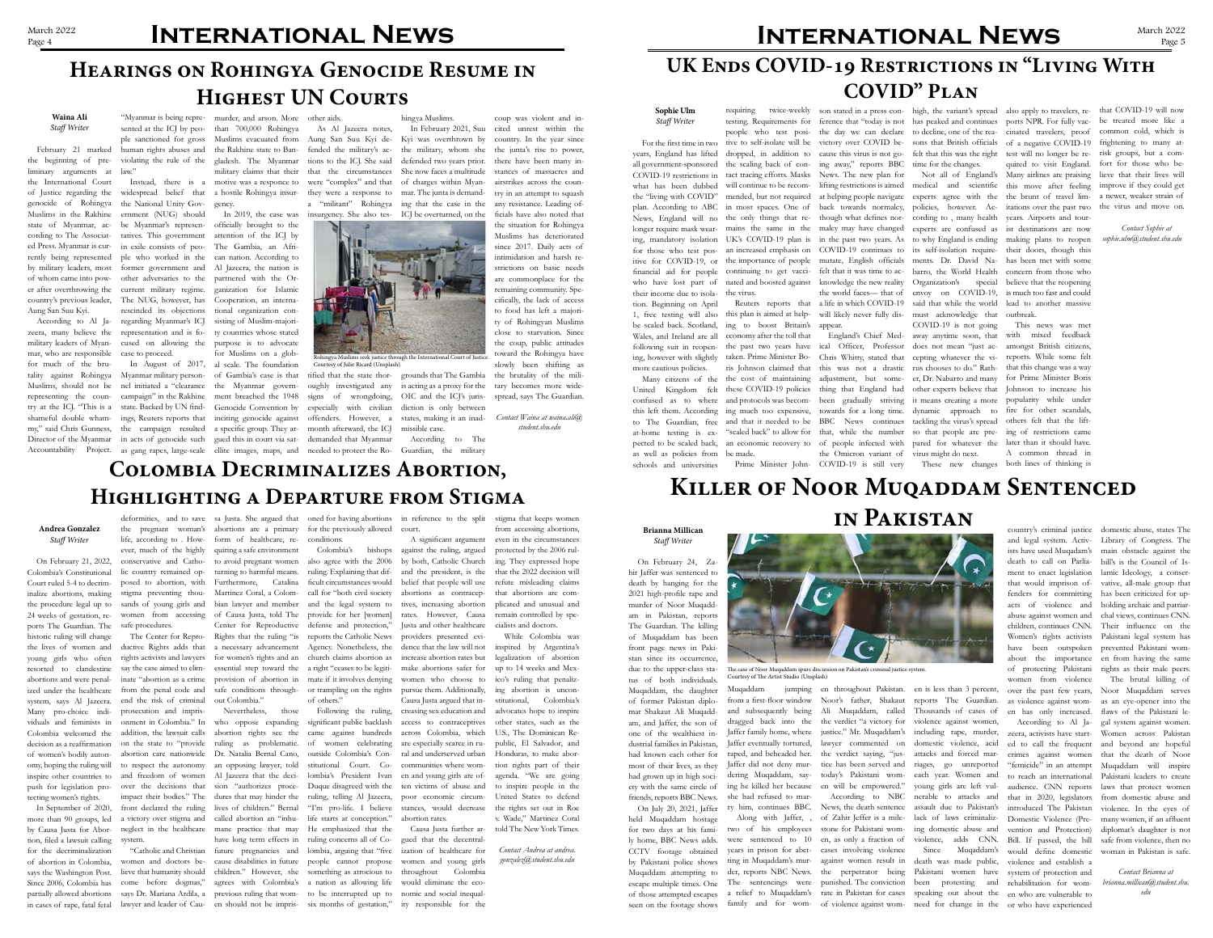# International News

## Hearings on Rohingya Genocide Resume in Highest UN Courts

**Waina Ali**
*Staff Writer*

February 21 marked the beginning of preliminary arguments at the International Court of Justice regarding the genocide of Rohingya Muslims in the Rakhine state of Myanmar, according to The Associated Press. Myanmar is currently being represented by military leaders, most of whom came into power after overthrowing the country's previous leader, Aung San Suu Kyi.

According to Al Jazeera, many believe the military leaders of Myanmar, who are responsible for much of the brutality against Rohingya Muslims, should not be representing the country at the ICJ. "This is a shameful double whammy," said Chris Gunness, Director of the Myanmar Accountability Project. "Myanmar is being represented at the ICJ by people sanctioned for gross human rights abuses and violating the rule of the law."

Instead, there is a widespread belief that the National Unity Government (NUG) should be Myanmar's representatives. This government in exile consists of people who worked in the former government and other adversaries to the current military regime. The NUG, however, has rescinded its objections regarding Myanmar's ICJ representation and is focused on allowing the case to proceed.

In August of 2017, Myanmar military personnel initiated a "clearance campaign" in the Rakhine state. Backed by UN findings, Reuters reports that the campaign resulted in acts of genocide such as gang rapes, large-scale murder, and arson. More than 700,000 Rohingya Muslims evacuated from the Rakhine state to Bangladesh. The Myanmar military claims that their motive was a response to a hostile Rohingya insurgency.

In 2019, the case was officially brought to the attention of the ICJ by The Gambia, an African nation. According to Al Jazeera, the nation is partnered with the Organization for Islamic Cooperation, an international organization consisting of Muslim-majority countries whose stated purpose is to advocate for Muslims on a global scale. The foundation of Gambia's case is that the Myanmar government breached the 1948 Genocide Convention by inciting genocide against a specific group. They argued this in court via satellite images, maps, and other aids.

As Al Jazeera notes, Aung San Suu Kyi defended the military's actions to the ICJ. She said that the circumstances were "complex" and that they were a response to a "militant" Rohingya insurgency. She also testified that the state thoroughly investigated any signs of wrongdoing, especially with civilian offenders. However, a month afterward, the ICJ demanded that Myanmar needed to protect the Rohingya Muslims.

Rohingya Muslims seek justice through the International Court of Justice. Courtesy of Julie Ricard (Unsplash).

In February 2021, Suu Kyi was overthrown by the military, whom she defended two years prior. She now faces a multitude of charges within Myanmar. The junta is demanding that the case in the ICJ be overturned, on the grounds that The Gambia is acting as a proxy for the OIC and the ICJ's jurisdiction is only between states, making it an inadmissible case.

According to The Guardian, the military coup was violent and incited unrest within the country. In the year since the junta's rise to power, there have been many instances of massacres and airstrikes across the country in an attempt to squash any resistance. Leading officials have also noted that the situation for Rohingya Muslims has deteriorated since 2017. Daily acts of intimidation and harsh restrictions on basic needs are commonplace for the remaining community. Specifically, the lack of access to food has left a majority of Rohingyan Muslims close to starvation. Since the coup, public attitudes toward the Rohingya have slowly been shifting as the brutality of the military becomes more widespread, says The Guardian.

*Contact Waina at waina.ali@student.shu.edu*

## Colombia Decriminalizes Abortion, Highlighting a Departure from Stigma

**Andrea Gonzalez**
*Staff Writer*

On February 21, 2022, Colombia's Constitutional Court ruled 5-4 to decriminalize abortions, making the procedure legal up to 24 weeks of gestation, reports The Guardian. This historic ruling will change the lives of women and young girls who often resorted to clandestine abortions and were penalized under the healthcare system, says Al Jazeera. Many pro-choice individuals and feminists in Colombia welcomed the decision as a reaffirmation of women's bodily autonomy, hoping the ruling will inspire other countries to push for legislation protecting women's rights.

In September of 2020, more than 90 groups, led by Causa Justa for Abortion, filed a lawsuit calling for the decriminalization of abortion in Colombia, says the Washington Post. Since 2006, Colombia has partially allowed abortions in cases of rape, fatal fetal deformities, and to save the pregnant woman's life, according to . However, much of the highly conservative and Catholic country remained opposed to abortion, with stigma preventing thousands of young girls and women from accessing safe procedures.

The Center for Reproductive Rights and the activists and lawyers say the case aimed to eliminate "abortion as a crime from the penal code and end the risk of criminal prosecution and imprisonment in Colombia." In addition, the lawsuit calls on the state to "provide abortion care nationwide to respect the autonomy and freedom of women over the decisions that impact their bodies." The front declared the ruling a victory over stigma and neglect in the healthcare system.

"Catholic and Christian women and doctors believe that humanity should come before dogmas," says Dr. Mariana Ardila, a lawyer and leader of Causa Justa. She argued that abortions are a primary form of healthcare, requiring a safe environment to avoid pregnant women turning to harmful means. Furthermore, Catalina Martinez Coral, a Colombian lawyer and member of Causa Justa, told The Center for Reproductive Rights that the ruling "is a necessary advancement for women's rights and an essential step toward the provision of abortion in safe conditions throughout Colombia."

Nevertheless, those who oppose expanding abortion rights see the ruling as problematic. Dr. Natalia Bernal Cano, an opposing lawyer, told Al Jazeera that the decision "authorizes procedures that may hinder the lives of children." Bernal called abortion an "inhumane practice that may have long term effects in future pregnancies and cause disabilities in future children." However, she agrees with Colombia's previous ruling that women should not be imprisoned for having abortions for the previously allowed conditions.

Colombia's bishops also agree with the 2006 ruling. Explaining that difficult circumstances would call for "both civil society and the legal system to provide for her [women] defense and protection," reports the Catholic News Agency. Nonetheless, the church claims abortion as a right "ceases to be legitimate if it involves denying or trampling on the rights of others."

Following the ruling, significant public backlash came against hundreds of women celebrating outside Colombia's Constitutional Court. Colombia's President Ivan Duque disagreed with the ruling, telling Al Jazeera, "I'm pro-life. I believe life starts at conception." He emphasized that the ruling concerns all of Colombia, arguing that "five people cannot propose something as atrocious to a nation as allowing life to be interrupted up to six months of gestation," in reference to the split court.

A significant argument by both, Catholic Church and the president, is the belief that people will use abortions as contraceptives, increasing abortion rates. However, Causa Justa and other healthcare providers presented evidence that the law will not increase abortion rates but make abortions safer for women who choose to pursue them. Additionally, Causa Justa argued that increasing sex education and access to contraceptives across Colombia, which are especially scarce in rural and underserved urban communities where women and young girls are often victims of abuse and poor economic circumstances, would decrease abortion rates.

Causa Justa further argued that the decentralization of healthcare for women and young girls throughout Colombia would eliminate the economic and social inequality responsible for the stigma that keeps women from accessing abortions, even in the circumstances protected by the 2006 ruling. They expressed hope that the 2022 decision will refute misleading claims that abortions are complicated and unusual and remain controlled by specialists and doctors.

While Colombia was inspired by Argentina's legalization of abortion up to 14 weeks and Mexico's ruling that penalizing abortion is unconstitutional, Colombia's advocates hope to inspire other states, such as the U.S., The Dominican Republic, El Salvador, and Honduras, to make abortion rights part of their agenda. "We are going to inspire people in the United States to defend the rights set out in Roe v. Wade," Martinez Coral told The New York Times.

*Contact Andrea at andrea.gonzalez@student.shu.edu*

## UK Ends COVID-19 Restrictions in "Living With COVID" Plan

**Sophie Ulm**
*Staff Writer*

For the first time in two years, England has lifted all government-sponsored COVID-19 restrictions in what has been dubbed the "living with COVID" plan. According to ABC News, England will no longer require mask wearing, mandatory isolation for those who test positive for COVID-19, or financial aid for people who have lost part of their income due to isolation. Beginning on April 1, free testing will also be scaled back. Scotland, Wales, and Ireland are all following suit in reopening, however with slightly more cautious policies.

Many citizens of the United Kingdom felt confused as to where this left them. According to The Guardian, free at-home testing is expected to be scaled back, as well as policies from schools and universities requiring twice-weekly testing. Requirements for people who test positive to self-isolate will be dropped, in addition to the scaling back of contact tracing efforts. Masks will continue to be recommended, but not required in most spaces. One of the only things that remains the same in the UK's COVID-19 plan is an increased emphasis on the importance of people continuing to get vaccinated and boosted against the virus.

Reuters reports that this plan is aimed at helping to boost Britain's economy after the toll that the past two years have taken. Prime Minister Boris Johnson claimed that the cost of maintaining these COVID-19 policies and protocols was becoming much too expensive, and that it needed to be "scaled back" to allow for an economic recovery to be made.

Prime Minister Johnson stated in a press conference that "today is not the day we can declare victory over COVID because this virus is not going away," reports BBC News. The new plan for lifting restrictions is aimed at helping people navigate back towards normalcy, though what defines normalcy may have changed in the past two years. As COVID-19 continues to mutate, English officials felt that it was time to acknowledge the new reality of the world faces— that of a life in which COVID-19 will likely never fully disappear.

England's Chief Medical Officer, Professor Chris Whitty, stated that this was not a drastic adjustment, but something that England had been gradually striving towards for a long time. BBC News continues that, while the number of people infected with the Omicron variant of COVID-19 is still very high, the variant's spread has peaked and continues to decline, one of the reasons that British officials felt that this was the right time for the changes.

Not all of England's medical and scientific experts agree with the policies, however. According to , many health experts are confused as to why England is ending its self-isolation requirements. Dr. David Nabarro, the World Health Organization's special envoy on COVID-19, said that while the world must acknowledge that COVID-19 is not going away anytime soon, that does not mean "just accepting whatever the virus chooses to do." Rather, Dr. Nabarro and many other experts believe that it means creating a more dynamic approach to tackling the virus's spread so that people are prepared for whatever the virus might do next.

These new changes also apply to travelers, reports NPR. For fully vaccinated travelers, proof of a negative COVID-19 test will no longer be required to visit England. Many airlines are praising this move after feeling the brunt of travel limitations over the past two years. Airports and tourist destinations are now making plans to reopen their doors, though this has been met with some concern from those who believe that the reopening is much too fast and could lead to another massive outbreak.

This news was met with mixed feedback amongst British citizens, reports. While some felt that this change was a way for Prime Minister Boris Johnson to increase his popularity while under fire for other scandals, others felt that the lifting of restrictions came later than it should have. A common thread in both lines of thinking is that COVID-19 will now be treated more like a common cold, which is frightening to many at-risk groups, but a comfort for those who believe that their lives will improve if they could get a newer, weaker strain of the virus and move on.

*Contact Sophie at sophie.ulm@student.shu.edu*

## Killer of Noor Muqaddam Sentenced in Pakistan

**Brianna Millican**
*Staff Writer*

On February 24, Zahir Jaffer was sentenced to death by hanging for the 2021 high-profile rape and murder of Noor Muqaddam in Pakistan, reports The Guardian. The killing of Muqaddam has been front page news in Pakistan since its occurrence, due to the upper-class status of both individuals. Muqaddam, the daughter of former Pakistan diplomat Shaukat Ali Muqaddam, and Jaffer, the son of one of the wealthiest industrial families in Pakistan, had known each other for most of their lives, as they had grown up in high society with the same circle of friends, reports BBC News.

On July 20, 2021, Jaffer held Muqaddam hostage for two days at his family home, BBC News adds. CCTV footage obtained by Pakistani police shows Muqaddam attempting to escape multiple times. One of those attempted escapes seen on the footage shows Muqaddam jumping from a first-floor window and subsequently being dragged back into the Jaffer family home, where Jaffer eventually tortured, raped, and beheaded her. Jaffer did not deny murdering Muqaddam, saying he killed her because she had refused to marry him, continues BBC.

The case of Noor Muqaddam spurs discussion on Pakistan's criminal justice system. Courtesy of The Artist Studio (Unsplash).

Along with Jaffer, , two of his employees were sentenced to 10 years in prison for abetting in Muqaddam's murder, reports NBC News. The sentencings were a relief to Muqaddam's family and for women throughout Pakistan. Noor's father, Shakaut Ali Muqaddam, called the verdict "a victory for justice." Mr. Muqaddam's lawyer commented on the verdict saying, "justice has been served and today's Pakistani women will be empowered."

According to NBC News, the death sentence of Zahir Jeffer is a milestone for Pakistani women, as only a fraction of cases involving violence against women result in the perpetrator being punished. The conviction rate in Pakistan for cases of violence against women is less than 3 percent, reports The Guardian. Thousands of cases of violence against women, including rape, murder, domestic violence, acid attacks and forced marriages, go unreported each year. Women and young girls are left vulnerable to assault due to Pakistan's lack of laws criminalizing domestic abuse and violence, adds CNN.

Since Muqaddam's death was made public, Pakistani women have been protesting and speaking out about the need for change in the country's criminal justice and legal system. Activists have used Muqadam's death to call on Parliament to enact legislation that would imprison offenders for committing acts of violence and abuse against women and children, continues CNN. Women's rights activists have been outspoken about the importance of protecting Pakistani women from violence over the past few years, as violence against women has only increased.

According to Al Jazeera, activists have started to call the frequent crimes against women "femicide" in an attempt to reach an international audience. CNN reports that in 2020, legislators introduced The Pakistan Domestic Violence (Prevention and Protection) Bill. If passed, the bill would define domestic violence and establish a system of protection and rehabilitation for women who are vulnerable to or who have experienced domestic abuse, states The Library of Congress. The main obstacle against the bill's is the Council of Islamic Ideology, a conservative, all-male group that has been criticized for upholding archaic and patriarchal views, continues CNN. Their influence on the Pakistani legal system has prevented Pakistani women from having the same rights as their male peers.

The brutal killing of Noor Muqaddam serves as an eye-opener into the flaws of the Pakistani legal system against women. Women across Pakistan and beyond are hopeful that the death of Noor Muqaddam will inspire Pakistani leaders to create laws that protect women from domestic abuse and violence. In the eyes of many women, if an affluent diplomat's daughter is not safe from violence, then no woman in Pakistan is safe.

*Contact Brianna at brianna.millican@student.shu.edu*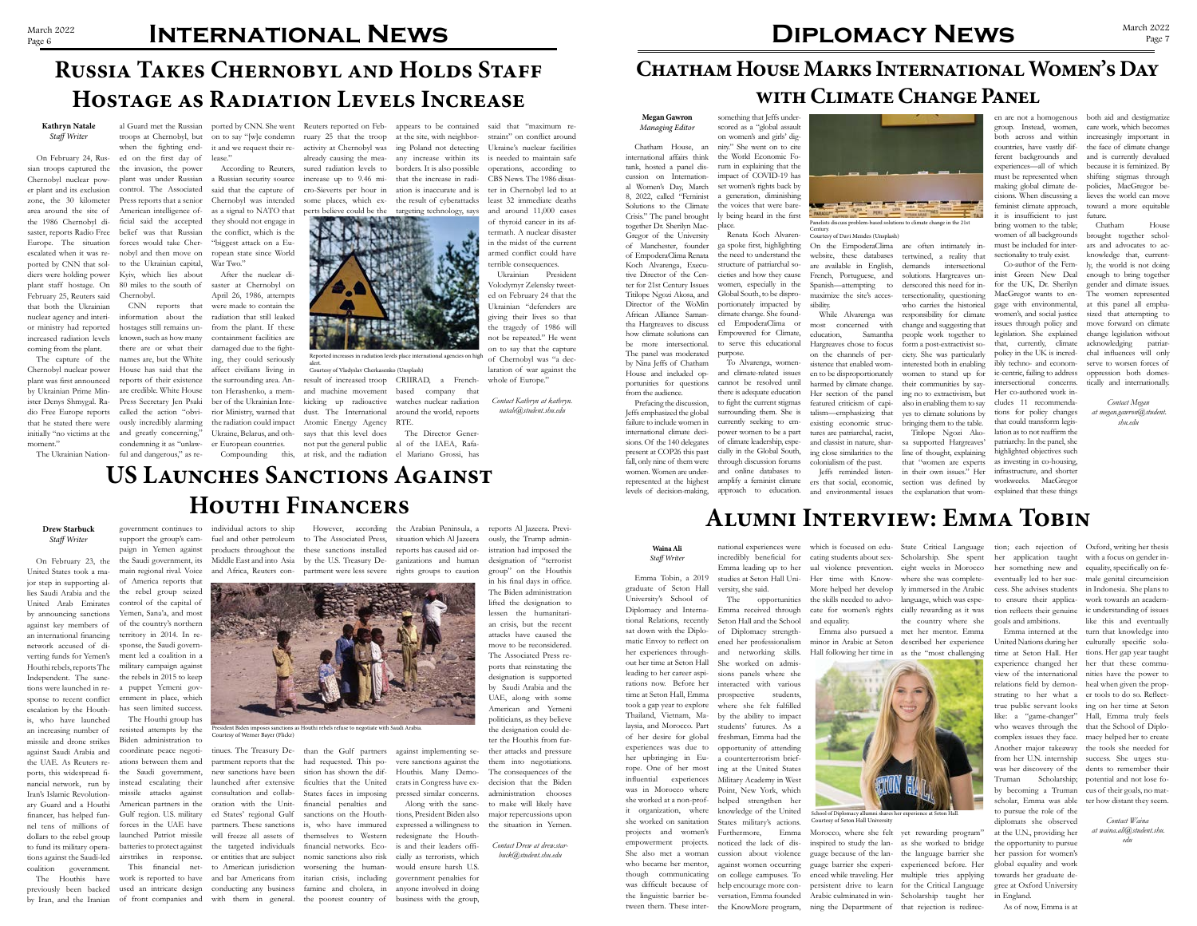# International News

## Russia Takes Chernobyl and Holds Staff Hostage as Radiation Levels Increase

**Kathryn Natale**
*Staff Writer*

On February 24, Russian troops captured the Chernobyl nuclear power plant and its exclusion zone, the 30 kilometer area around the site of the 1986 Chernobyl disaster, reports Radio Free Europe. The situation escalated when it was reported by CNN that soldiers were holding power plant staff hostage. On February 25, Reuters said that both the Ukrainian nuclear agency and interior ministry had reported increased radiation levels coming from the plant.

The capture of the Chernobyl nuclear power plant was first announced by Ukrainian Prime Minister Denys Shmygal. Radio Free Europe reports that he stated there were initially "no victims at the moment."

The Ukrainian National Guard met the Russian troops at Chernobyl, but when the fighting ended on the first day of the invasion, the power plant was under Russian control. The Associated Press reports that a senior American intelligence official said the accepted belief was that Russian forces would take Chernobyl and then move on to the Ukrainian capital, Kyiv, which lies about 80 miles to the south of Chernobyl.

CNN reports that information about the hostages still remains unknown, such as how many there are or what their names are, but the White House has said that the reports of their existence are credible. White House Press Secretary Jen Psaki called the action "obviously incredibly alarming and greatly concerning," condemning it as "unlawful and dangerous," as reported by CNN. She went on to say "[w]e condemn it and we request their release."

According to Reuters, a Russian security source said that the capture of Chernobyl was intended as a signal to NATO that they should not engage in the conflict, which is the "biggest attack on a European state since World War Two."

After the nuclear disaster at Chernobyl on April 26, 1986, attempts were made to contain the radiation that still leaked from the plant. If these containment facilities are damaged due to the fighting, they could seriously affect civilians living in the surrounding area. Anton Herashenko, a member of the Ukrainian Interior Ministry, warned that the radiation could impact Ukraine, Belarus, and other European countries.

Compounding this, Reuters reported on February 25 that the troop activity at Chernobyl was already causing the measured radiation levels to increase up to 9.46 micro-Sieverts per hour in some places, which experts believe could be the result of increased troop and machine movement kicking up radioactive dust. The International Atomic Energy Agency says that this level does not put the general public at risk, and the radiation appears to be contained at the site, with neighboring Poland not detecting any increase within its borders. It is also possible that the increase in radiation is inaccurate and is the result of cyberattacks targeting technology, says CRIIRAD, a French-based company that watches nuclear radiation around the world, reports RTE.

Reported increases in radiation levels place international agencies on high alert.
Courtesy of Vladyslav Cherkasenko (Unsplash)

The Director General of the IAEA, Rafael Mariano Grossi, has said that "maximum restraint" on conflict around Ukraine's nuclear facilities is needed to maintain safe operations, according to CBS News. The 1986 disaster in Chernobyl led to at least 32 immediate deaths and around 11,000 cases of thyroid cancer in its aftermath. A nuclear disaster in the midst of the current armed conflict could have terrible consequences.

Ukrainian President Volodymyr Zelensky tweeted on February 24 that the Ukrainian "defenders are giving their lives so that the tragedy of 1986 will not be repeated." He went on to say that the capture of Chernobyl was "a declaration of war against the whole of Europe."

*Contact Kathryn at kathryn.natale@student.shu.edu*

## US Launches Sanctions Against Houthi Financers

**Drew Starbuck**
*Staff Writer*

On February 23, the United States took a major step in supporting allies Saudi Arabia and the United Arab Emirates by announcing sanctions against key members of an international financing network accused of diverting funds for Yemen's Houthi rebels, reports The Independent. The sanctions were launched in response to recent conflict escalation by the Houthis, who have launched an increasing number of missile and drone strikes against Saudi Arabia and the UAE. As Reuters reports, this widespread financial network, run by Iran's Islamic Revolutionary Guard and a Houthi financer, has helped funnel tens of millions of dollars to the rebel group to fund its military operations against the Saudi-led coalition government.

The Houthis have previously been backed by Iran, and the Iranian government continues to support the group's campaign in Yemen against the Saudi government, its main regional rival. Voice of America reports that the rebel group seized control of the capital of Yemen, Sana'a, and most of the country's northern territory in 2014. In response, the Saudi government led a coalition in a military campaign against the rebels in 2015 to keep a puppet Yemeni government in place, which has seen limited success.

The Houthi group has resisted attempts by the Biden administration to coordinate peace negotiations between them and the Saudi government, instead escalating their missile attacks against American partners in the Gulf region. U.S. military forces in the UAE have launched Patriot missile batteries to protect against airstrikes in response.

This financial network is reported to have used an intricate design of front companies and individual actors to ship fuel and other petroleum products throughout the Middle East and into Asia and Africa, Reuters continues. The Treasury Department reports that the new sanctions have been launched after extensive consultation and collaboration with the United States' regional Gulf partners. These sanctions will freeze all assets of the targeted individuals or entities that are subject to American jurisdiction and bar Americans from conducting any business with them in general.

President Biden imposes sanctions as Houthis rebels refuse to negotiate with Saudi Arabia.
Courtesy of Werner Bayer (Flickr)

However, according to The Associated Press, these sanctions installed by the U.S. Treasury Department were less severe than the Gulf partners had requested. This position has shown the difficulties that the United States faces in imposing financial penalties and sanctions on the Houthis, who have immured themselves to Western financial networks. Economic sanctions also risk worsening the humanitarian crisis, including famine and cholera, in the poorest country of the Arabian Peninsula, a situation which Al Jazeera reports has caused aid organizations and human rights groups to caution against implementing severe sanctions against the Houthis. Many Democrats in Congress have expressed similar concerns.

Along with the sanctions, President Biden also expressed a willingness to redesignate the Houthis and their leaders officially as terrorists, which would ensure harsh U.S. government penalties for anyone involved in doing business with the group, reports Al Jazeera. Previously, the Trump administration had imposed the designation of "terrorist group" on the Houthis in his final days in office. The Biden administration lifted the designation to lessen the humanitarian crisis, but the recent attacks have caused the move to be reconsidered. The Associated Press reports that reinstating the designation is supported by Saudi Arabia and the UAE, along with some American and Yemeni politicians, as they believe the designation could deter the Houthis from further attacks and pressure them into negotiations. The consequences of the decision that the Biden administration chooses to make will likely have major repercussions upon the situation in Yemen.

*Contact Drew at drew.starbuck@student.shu.edu*

# Diplomacy News

## Chatham House Marks International Women's Day with Climate Change Panel

**Megan Gawron**
*Managing Editor*

Chatham House, an international affairs think tank, hosted a panel discussion on International Women's Day, March 8, 2022, called "Feminist Solutions to the Climate Crisis." The panel brought together Dr. Sherilyn MacGregor of the University of Manchester, founder of EmpoderaClima Renata Koch Alvarenga, Executive Director of the Center for 21st Century Issues Titilope Ngozi Akosa, and Director of the WoMin African Alliance Samantha Hargreaves to discuss how climate solutions can be more intersectional. The panel was moderated by Nina Jeffs of Chatham House and included opportunities for questions from the audience.

Prefacing the discussion, Jeffs emphasized the global failure to include women in international climate decisions. Of the 140 delegates present at COP26 this past fall, only nine of them were women. Women are underrepresented at the highest levels of decision-making, something that Jeffs underscored as a "global assault on women's and girls' dignity." She went on to cite the World Economic Forum in explaining that the impact of COVID-19 has set women's rights back by a generation, diminishing the voices that were barely being heard in the first place.

Renata Koch Alvarenga spoke first, highlighting the need to understand the structure of patriarchal societies and how they cause women, especially in the Global South, to be disproportionately impacted by climate change. She founded EmpoderaClima or Empowered for Climate, to serve this educational purpose.

To Alvarenga, women- and climate-related issues cannot be resolved until there is adequate education to fight the current stigmas surrounding them. She is currently seeking to empower women to be a part of climate leadership, especially in the Global South, through discussion forums and online databases to amplify a feminist climate approach to education.

Panelists discuss problem-based solutions to climate change in the 21st Century.
Courtesy of Davi Mendes (Unsplash)

On the EmpoderaClima website, these databases are available in English, French, Portuguese, and Spanish—attempting to maximize the site's accessibility.

While Alvarenga was most concerned with education, Samantha Hargreaves chose to focus on the channels of persistence that enabled women to be disproportionately harmed by climate change. Her section of the panel featured criticism of capitalism—emphasizing that existing economic structures are patriarchal, racist, and classist in nature, sharing close similarities to the colonialism of the past.

Jeffs reminded listeners that social, economic, and environmental issues are often intimately intertwined, a reality that demands intersectional solutions. Hargreaves underscored this need for intersectionality, questioning who carries the historical responsibility for climate change and suggesting that people work together to form a post-extractivist society. She was particularly interested both in enabling women to stand up for their communities by saying no to extractivism, but also in enabling them to say yes to climate solutions by bringing them to the table.

Titilope Ngozi Akosa supported Hargreaves' line of thought, explaining that "women are experts in their own issues." Her section was defined by the explanation that women are not a homogenous group. Instead, women, both across and within countries, have vastly different backgrounds and experiences—all of which must be represented when making global climate decisions. When discussing a feminist climate approach, it is insufficient to just bring women to the table; women of all backgrounds must be included for intersectionality to truly exist.

Co-author of the Feminist Green New Deal for the UK, Dr. Sherilyn MacGregor wants to engage with environmental, women's, and social justice issues through policy and legislation. She explained that, currently, climate policy in the UK is incredibly techno- and economic-centric, failing to address intersectional concerns. Her co-authored work includes 11 recommendations for policy changes that could transform legislation as to not reaffirm the patriarchy. In the panel, she highlighted objectives such as investing in co-housing, infrastructure, and shorter workweeks. MacGregor explained that these things both aid and destigmatize care work, which becomes increasingly important in the face of climate change and is currently devalued because it is feminized. By shifting stigmas through policies, MacGregor believes the world can move toward a more equitable future.

Chatham House brought together scholars and advocates to acknowledge that, currently, the world is not doing enough to bring together gender and climate issues. The women represented at this panel all emphasized that attempting to move forward on climate change legislation without acknowledging patriarchal influences will only serve to worsen forces of oppression both domestically and internationally.

*Contact Megan at megan.gawron@student.shu.edu*

## Alumni Interview: Emma Tobin

**Waina Ali**
*Staff Writer*

Emma Tobin, a 2019 graduate of Seton Hall University's School of Diplomacy and International Relations, recently sat down with the Diplomatic Envoy to reflect on her experiences throughout her time at Seton Hall leading to her career aspirations now. Before her time at Seton Hall, Emma took a gap year to explore Thailand, Vietnam, Malaysia, and Morocco. Part of her desire for global experiences was due to her upbringing in Europe. One of her most influential experiences was in Morocco where she worked at a non-profit organization, where she worked on sanitation projects and women's empowerment projects. She also met a woman who became her mentor, though communicating was difficult because of the linguistic barrier between them. These international experiences were incredibly beneficial for Emma leading up to her studies at Seton Hall University, she said.

The opportunities Emma received through Seton Hall and the School of Diplomacy strengthened her professionalism and networking skills. She worked on admissions panels where she interacted with various prospective students, where she felt fulfilled by the ability to impact students' futures. As a freshman, Emma had the opportunity of attending a counterterrorism briefing at the United States Military Academy in West Point, New York, which helped strengthen her knowledge of the United States military's actions. Furthermore, Emma noticed the lack of discussion about violence against women occurring on college campuses. To help encourage more conversation, Emma founded the KnowMore program, which is focused on educating students about sexual violence prevention. Her time with Know-More helped her develop the skills needed to advocate for women's rights and equality.

Emma also pursued a minor in Arabic at Seton Hall following her time in Morocco, where she felt inspired to study the language because of the language barrier she experienced while traveling. Her persistent drive to learn Arabic culminated in winning the Department of State Critical Language Scholarship. She spent eight weeks in Morocco where she was completely immersed in the Arabic language, which was especially rewarding as it was the country where she met her mentor. Emma described her experience as the "most challenging yet rewarding program" as she worked to bridge the language barrier she experienced before. Her multiple tries applying for the Critical Language Scholarship taught her that rejection is redirection; each rejection of her application taught her something new and eventually led to her success. She advises students to ensure their application reflects their genuine goals and ambitions.

School of Diplomacy alumni shares her experience at Seton Hall.
Courtesy of Seton Hall University

Emma interned at the United Nations during her time at Seton Hall. Her experience changed her view of the international relations field by demonstrating to her what a true public servant looks like: a "game-changer" who weaves through the complex issues they face. Another major takeaway from her U.N. internship was her discovery of the Truman Scholarship; by becoming a Truman scholar, Emma was able to pursue the role of the diplomats she observed at the U.N., providing her the opportunity to pursue her passion for women's global equality and work towards her graduate degree at Oxford University in England.

As of now, Emma is at Oxford, writing her thesis with a focus on gender inequality, specifically on female genital circumcision in Indonesia. She plans to work towards an academic understanding of issues like this and eventually turn that knowledge into culturally specific solutions. Her gap year taught her that these communities have the power to heal when given the proper tools to do so. Reflecting on her time at Seton Hall, Emma truly feels that the School of Diplomacy helped her to create the tools she needed for success. She urges students to remember their potential and not lose focus of their goals, no matter how distant they seem.

*Contact Waina at waina.ali@student.shu.edu*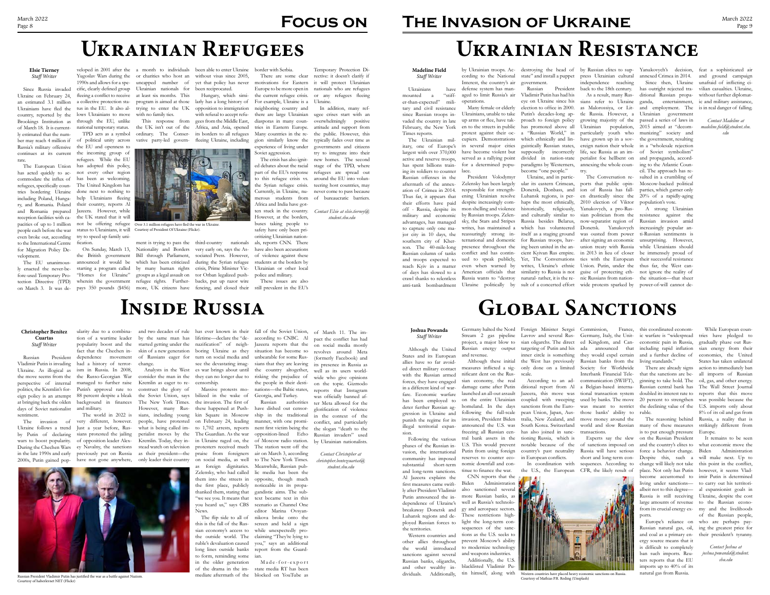# Focus on The Invasion of Ukraine

## Ukrainian Refugees

**Elsie Tierney**
*Staff Writer*

Since Russia invaded Ukraine on February 24, an estimated 3.1 million Ukrainians have fled the country, reported by the Brookings Institution as of March 18. It is currently estimated that the number may reach 4 million if Russia's military offensive continues at its current rate.

The European Union has acted quickly to accommodate the influx of refugees, specifically countries bordering Ukraine including Poland, Hungary, and Romania. Poland and Romania prepared reception facilities with capacities of up to 1 million people each before the war even broke out, according to the International Centre for Migration Policy Development.

The EU unanimously enacted the never-before-used Temporary Protection Directive (TPD) on March 3. It was developed in 2001 after the Yugoslav Wars during the 1990s and allows for a specific, clearly defined group fleeing a conflict to receive a collective protection status in the EU. It also allows Ukrainians to move through the EU, unlike national temporary status.

TPD acts as a symbol of political unity across the EU and openness to the incoming group of refugees. While the EU has adopted this policy, not every other region has been as welcoming. The United Kingdom has done next to nothing to help Ukrainians fleeing their country, reports Al Jazeera. However, while the UK stated that it will not be offering refugee status to Ukrainians, it will try to speed up family unification.

On Sunday, March 13, the British government announced it would be starting a program called "Homes for Ukraine" wherein the government pays 350 pounds ($456) a month to individuals or charities who host an uncapped number of Ukrainian nationals for at least six months. This program is aimed at those trying to enter the UK with no family ties.

This response from the UK isn't out of the ordinary. The Conservative party-led government is trying to pass the Nationality and Borders Bill through Parliament, which has been criticized by many human rights groups as a legal assault on refugee rights. Furthermore, UK citizens have been able to enter Ukraine without visas since 2005, yet that policy has never been reciprocated.

Over 3.1 million refugees have fled the war in Ukraine.
Courtesy of President Of Ukraine (Flickr).

Hungary, which similarly has a long history of opposition to immigration with refusal to accept refugees from the Middle East, Africa, and Asia, opened its borders to all refugees fleeing Ukraine, including third-country nationals very early on, says the Associated Press. However, during the Syrian refugee crisis, Prime Minister Viktor Orban legalized pushbacks, put up razor wire fencing, and closed their border with Serbia.

There are some clear motivations for Eastern Europe to be more open in the current refugee crisis. For example, Ukraine is a neighboring country and there are large Ukrainian diasporas in many countries in Eastern Europe. Many countries in the region similarly know the experience of living under Soviet aggression.

The crisis has also ignited debates about the racial part of the EU's response to this refugee crisis vs. the Syrian refugee crisis. Currently, in Ukraine, numerous students from Africa and India have gotten stuck in the country. However, at the borders, buses taking people to safety have only been prioritizing Ukrainian nationals, reports CNN. There have also been accusations of violence against these students at the borders by Ukrainian or other local police and military.

These issues are also still prevalent in the EU's Temporary Protection Directive: it doesn't clarify if it will protect Ukrainian nationals who are refugees or any refugees fleeing Ukraine.

In addition, many refugee crises start with an overwhelmingly positive attitude and support from the public. However, this typically fades over time as governments and citizens try to integrate into their new homes. The second stage of the TPD, where refugees are spread out around the EU into volunteering host countries, may never come to pass because of bureaucratic barriers.

*Contact Elsie at elsie.tierney@student.shu.edu*

## Ukrainian Resistance

**Madeline Field**
*Staff Writer*

Ukrainians have mounted a "stiffer-than-expected" military and civil resistance since Russian troops invaded the country in late February, the New York Times reports.

The Ukrainian military, one of Europe's largest with over 370,000 active and reserve troops, has spent billions training its soldiers to counter Russian offenses in the aftermath of the annexation of Crimea in 2014. Thus far, it appears that their efforts have paid off - Russia, despite its military and economic advantages, has managed to capture only one major city in 10 days, the southern city of Kherson. The 40-mile-long Russian column of tanks and troops expected to reach Kyiv in a matter of days has slowed to a crawl thanks to relentless anti-tank bombardment by Ukrainian troops. According to the National Interest, the country's air defense system has managed to limit Russia's air operations.

Many female or elderly Ukrainians, unable to take up arms or flee, have taken to the streets in public protest against their occupiers. Demonstrations in several major cities have become violent but served as a rallying point for a determined populace.

President Volodymyr Zelensky has been largely responsible for strengthening Ukrainian resolve despite increasingly common shelling and violence by Russian troops. Zelensky, the Stars and Stripes writes, has maintained a reassuringly strong international and domestic presence throughout the conflict and has continued to speak publicly, even when warned by American officials that Russia wants to "destroy Ukraine politically by destroying the head of state" and install a puppet government.

Russian President Vladimir Putin has had his eye on Ukraine since his election to office in 2000. Putin's decades-long approach to foreign policy has promoted above all a "Russian World," in which ethnically and linguistically Russian states, supposedly incorrectly divided in nation-state paradigms by Westerners, become "one people."

Ukraine, and in particular its eastern Crimean, Donetsk, Donbass, and Luhansk regions, is perhaps the most ethnically, historically, religiously, and culturally similar to Russia besides Belarus, which has volunteered itself as a staging ground for Russian troops, having been united in the ancient Kyivan Rus empire. Yet, The Conversations writes, Ukraine's ethnic similarity to Russia is not natural- rather, it is the result of a concerted effort by Russian elites to suppress Ukrainian cultural independence reaching back to the 18th century.

As a result, many Russians refer to Ukraine as Malorossiya, or Little Russia. However, a growing majority of the Ukrainian population, particularly youth who have grown up in a sovereign nation their whole life, see Russia as an imperialist foe hellbent on annexing the whole country.

The Conversation reports that public opinion of Russia has fallen drastically since the 2010 election of Viktor Yanukovych, a pro-Russian politician from the now-separatist region of Donetsk. Yanukovych was ousted from power after signing an economic union treaty with Russia in 2013 in lieu of closer ties with the European Union. Putin, under the guise of protecting ethnic Russians from nationwide protests sparked by Yanukovych's decision, annexed Crimea in 2014.

Since then, Ukraine has outright rejected traditional Russian propaganda, entertainment, and employment. The Ukrainian government passed a series of laws in 2015 aimed at "decommunizing" society and the government, resulting in a "wholesale rejection of Soviet symbolism" and propaganda, according to the Atlantic Council. The approach has resulted in a crumbling of Moscow-backed political parties, which garner only 20% of a rapidly-aging population's vote.

A strong Ukrainian resistance against the Russian invasion amid increasingly popular anti-Russian sentiments is unsurprising. However, while Ukrainians should be immensely proud of their successful resistance thus far, the West cannot ignore the reality of the situation—that sheer power-of-will cannot defeat a sophisticated air and ground campaign unafraid of inflicting civilian casualties. Ukraine, without further diplomatic and military assistance, is in real danger of falling.

*Contact Madeline at madeline.field@student.shu.edu*

## Inside Russia

**Christopher Benitez Cuartas**
*Staff Writer*

Russian President Vladimir Putin is invading Ukraine. As illogical as the move seems from the perspective of internal politics, the Kremlin's foreign policy is an attempt at bringing back the olden days of Soviet nationalist sentiment.

The invasion of Ukraine follows a trend by Putin of declaring wars to boost popularity. During the Chechen Wars in the late 1990s and early 2000s, Putin gained popularity due to a combination of a wartime leader popularity boost and the fact that the Chechen independence movement had a history of terrorism in Russia. In 2008, the Russo-Georgian War managed to further raise Putin's approval rate to 88 percent despite a bleak background in finances and military.

The world in 2022 is very different, however. Just a year before, Russians protested the jailing of opposition leader Alexey Navalny, the sanctions previously put on Russia have not gone anywhere, and two decades of rule by the same man has started gnawing under the skin of a new generation of Russians eager for change.

Analysts in the West consider the man in the Kremlin as eager to reconstruct the glory of the Soviet Union, says The New York Times. However, many Russians, including young people, have protested what is being called imperialist moves by the Kremlin. Today, they instead watch on television as their president—the only leader their country has ever known in their lifetime—declare the "denazification" of neighboring Ukraine as they turn on social media and see the devastating images the war brings until they can no longer due to censorship.

Massive protests mobilized in the wake of the invasion. The first of these happened at Pushkin Square in Moscow on February 24, leading to 1,702 arrests, reports The Guardian. As the war in Ukraine raged on, the protesters received much praise from foreigners on social media, as well as foreign dignitaries. Zelensky, who had called them into the streets in the first place, publicly thanked them, stating that "we see you. It means that you heard us," says CBS News.

The flip side to all of this is the fall of the Russian economy's access to the outside world. The ruble's devaluation caused long lines outside banks to form, reminding some in the older generation of the drama of the immediate aftermath of the fall of the Soviet Union, according to CNBC. Al Jazeera reports that the situation has become so unbearable for some Russians that they are leaving the country altogether, risking the prejudice of the people in their destinations—the Baltic states, Georgia, and Turkey.

Russian authorities have dished out censorship in the traditional manner, with one prominent first victim being the opposition-lined Echo of Moscow radio station. The station went off the air on March 3, according to The New York Times. Meanwhile, Russian public media has been the opposite, though much noticeable in its propagandistic aims. The subtext became text in this scenario as Channel One editor Marina Ovsyannikova broke onto the screen and held a sign while unexpectedly proclaiming "They're lying to you," says an additional report from the Guardian.

Made-for-export state media RT has been blocked on YouTube as of March 11. The impact the conflict has had on social media mostly revolves around Meta (formerly Facebook) and its presence in Russia as well as its users worldwide who give opinions on the topic. Gizmodo reports that Instagram was officially banned after Meta allowed for the glorification of violence in the context of the conflict, and particularly the slogan "death to the Russian invaders" used by Ukrainian nationalists.

*Contact Christopher at christopher.benitezcuartas@student.shu.edu*

Russian President Vladimir Putin has justified the war as a battle against Nazism.
Courtesy of haberlernet NET (Flickr)

## Global Sanctions

**Joshua Powanda**
*Staff Writer*

Although the United States and its European allies have so far avoided direct military contact with the Russian armed forces, they have engaged in a different kind of warfare. Economic warfare has been employed to deter further Russian aggression in Ukraine and punish the regime for its illegal territorial expansion.

Following the various phases of the Russian invasion, the international community has imposed substantial short-term and long-term sanctions. Al Jazeera explains the first measures came swiftly after President Vladimir Putin announced the independence of Ukraine's breakaway Donetsk and Luhansk regions and deployed Russian forces to the territories.

Western countries and other allies throughout the world introduced sanctions against several Russian banks, oligarchs, and other wealthy individuals. Additionally, Germany halted the Nord Stream 2 gas pipeline project, a major blow to Russian energy output and revenue.

Although these initial measures inflicted a significant dent on the Russian economy, the real damage came after Putin launched an all-out assault on the entire Ukrainian homeland. In the days following the full-scale invasion, President Biden announced the U.S. was freezing all Russian central bank assets in the U.S. This would prevent Putin from using foreign reserves to counter economic downfall and continue to finance the war.

CNN reports that the Biden Administration also sanctioned several more Russian banks, as well as Russia's technology and aerospace sectors. These restrictions highlight the long-term consequences of the sanctions as the U.S. seeks to prevent Moscow's ability to modernize technology and weapons industries.

Additionally, the U.S. blacklisted Vladimir Putin himself, along with Foreign Minister Sergei Lavrov and several Russian oligarchs. The direct targeting of Putin and his inner circle is something the West has previously only done on a limited scale.

According to an additional report from Al Jazeera, this move was coupled with sweeping sanctions from the European Union, Japan, Australia, New Zealand, and South Korea. Switzerland has also joined in sanctioning Russia, which is notable because of the country's past neutrality in European conflicts.

In coordination with the U.S., the European Commission, France, Germany, Italy, the United Kingdom, and Canada announced that they would expel certain Russian banks from the Society for Worldwide Interbank Financial Telecommunication (SWIFT), a Belgian-based international transaction system used by banks. The move was meant to restrict those banks' ability to move money around the world and slow Russian transactions.

Western countries have placed heavy economic sanctions on Russia.
Courtesy of Mathias P.R. Reding (Unsplash)

Experts say the slew of sanctions imposed on Russia will have serious short and long-term consequences. According to CFR, the likely result of this coordinated economic warfare is "widespread economic pain in Russia, including rapid inflation and a further decline of living standards."

There are already signs that the sanctions are beginning to take hold. The Russian central bank has doubled its interest rate to 20 percent to strengthen the declining value of the ruble.

The reasoning behind many of these measures is to put enough pressure on the Russian President and the country's elites to force a behavior change. Despite this, such a change will likely not take place. Not only has Putin become accustomed to living under sanctions—albeit not to this degree—Russia is still receiving large amounts of revenue from its crucial energy exports.

Europe's reliance on Russian natural gas, oil, and coal as a primary energy source means that it is difficult to completely ban such imports. Reuters reports that the EU imports up to 40% of its natural gas from Russia.

While European countries have pledged to gradually phase out Russian energy from their economies, the United States has taken unilateral action to immediately ban all imports of Russian oil, gas, and other energy. The Wall Street Journal reports that this move was possible because the U.S. imports only about 8% of its oil and gas from Russia, a reality that is strikingly different from Europe.

It remains to be seen what economic move the Biden Administration will make next. Up to this point in the conflict, however, it seems Vladimir Putin is determined to carry out his territorial expansionist goals in Ukraine, despite the cost to the Russian economy and the livelihoods of the Russian people, who are perhaps paying the greatest price for their president's tyranny.

*Contact Joshua at joshua.powanda@student.shu.edu*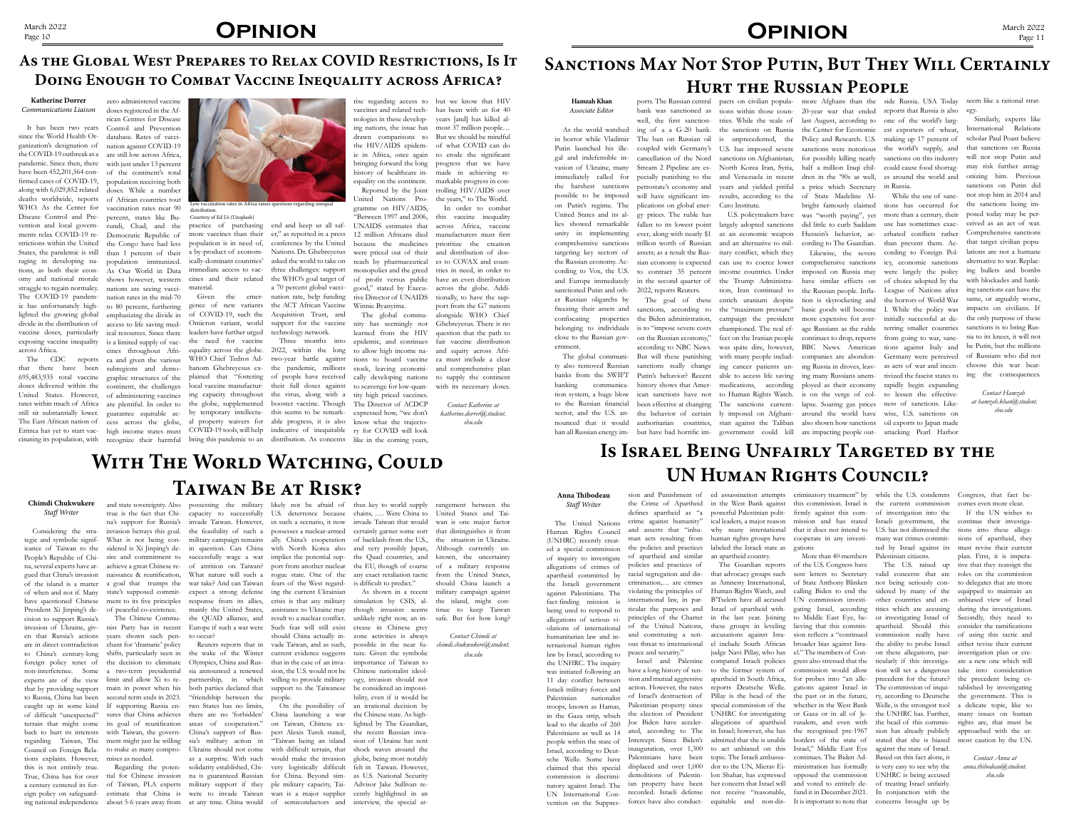# Opinion

## As the Global West Prepares to Relax COVID Restrictions, Is It Doing Enough to Combat Vaccine Inequality across Africa?

**Katherine Dorrer**
*Communications Liaison*

It has been two years since the World Health Organization's designation of the COVID-19 outbreak as a pandemic. Since then, there have been 452,201,564 confirmed cases of COVID-19, along with 6,029,852 related deaths worldwide, reports WHO. As the Center for Disease Control and Prevention and local governments relax COVID-19 restrictions within the United States, the pandemic is still raging in developing nations, as both their economy and national morale struggle to regain normalcy. The COVID-19 pandemic has unfortunately highlighted the growing global divide in the distribution of vaccine doses, particularly exposing vaccine inequality across Africa.

The CDC reports that there have been 695,483,935 total vaccine doses delivered within the United States. However, rates within much of Africa are still sit substantially lower. The East African nation of Eritrea has yet to start vaccinating its population, with zero administered vaccine doses registered in the African Centers for Disease Control and Prevention database. Rates of vaccination against COVID-19 are still low across Africa, with just under 13 percent of the continent's total population receiving both doses. While a number of African countries tout vaccination rates near 90 percent, states like Burundi, Chad, and the Democratic Republic of the Congo have had less than 1 percent of their population immunized. As Our World in Data shows however, western nations are seeing vaccination rates in the mid-70 to 80 percent, furthering emphasizing the divide in access to life saving medical resources. Since there is a limited supply of vaccines throughout Africa and given the various subregions and demographic structures of the continent, the challenges of administering vaccines are plentiful. In order to guarantee equitable access across the globe, high income states must recognize their harmful practice of purchasing more vaccines than their population is in need of, a by-product of economically-dominant countries' immediate access to vaccines and their related material.

Low vaccination rates in Africa raises questions regarding unequal distribution.
Courtesy of Ed Us (Unsplash)

Given the emergence of new variants of COVID-19, such the Omicron variant, world leaders have further urged the need for vaccine equality across the globe. WHO Chief Tedros Adhanom Ghebreyesus explained that "fostering local vaccine manufacturing capacity throughout the globe, supplemented by temporary intellectual property waivers for COVID-19 tools, will help bring this pandemic to an end and keep us all safer," as reported in a press conference by the United Nations. Dr. Ghebreyesus asked the world to take on three challenges: support the WHO's goal target of a 70 percent global vaccination rate, help funding the ACT African Vaccine Acquisition Trust, and support for the vaccine technology network.

Three months into 2022, within the long two-year battle against the pandemic, millions of people have received their full doses against the virus, along with a booster vaccine. Though this seems to be remarkable progress, it is also indicative of inequitable distribution. As concerns rise regarding access to vaccines and related technologies in these developing nations, the issue has drawn comparisons to the HIV/AIDS epidemic in Africa, once again bringing forward the long history of healthcare inequality on the continent.

Reported by the Joint United Nations Programme on HIV/AIDS, "Between 1997 and 2006, UNAIDS estimates that 12 million Africans died because the medicines were priced out of their reach by pharmaceutical monopolies and the greed of profit versus public good," stated by Executive Director of UNAIDS Winnie Byanyima.

The global community has seemingly not learned from the HIV epidemic, and continues to allow high income nations to hoard vaccine stock, leaving economically developing nations to scavenge for low-quantity high priced vaccines. The Director of ACDCP expressed how, "we don't know what the trajectory for COVID will look like in the coming years, but we know that HIV has been with us for 40 years [and] has killed almost 37 million people… But we should be mindful of what COVID can do to erode the significant progress that we have made in achieving remarkable progress in controlling HIV/AIDS over the years," to The World.

In order to combat this vaccine inequality across Africa, vaccine manufacturers must first prioritize the creation and distribution of doses to COVAX and countries in need, in order to have an even distribution across the globe. Additionally, to have the support from the G7 nations alongside WHO Chief Ghebreyesus. There is no question that the path to fair vaccine distribution and equity across Africa must include a clear and comprehensive plan to supply the continent with its necessary doses.

*Contact Katherine at katherine.dorrer@student.shu.edu*

## Sanctions May Not Stop Putin, But They Will Certainly Hurt the Russian People

**Hamzah Khan**
*Associate Editor*

As the world watched in horror while Vladimir Putin launched his illegal and indefensible invasion of Ukraine, many immediately called for the harshest sanctions possible to be imposed on Putin's regime. The United States and its allies showed remarkable unity in implementing comprehensive sanctions targeting key sectors of the Russian economy. According to Vox, the U.S. and Europe immediately sanctioned Putin and other Russian oligarchs by freezing their assets and confiscating properties belonging to individuals close to the Russian government.

The global community also removed Russian banks from the SWIFT banking communication system, a huge blow to the Russian financial sector, and the U.S. announced that it would ban all Russian energy imports. The Russian central bank was sanctioned as well, the first sanctioning of a G-20 bank. The ban on Russian oil coupled with Germany's cancellation of the Nord Stream 2 Pipeline are especially punishing to the petrostate's economy and will have significant implications on global energy prices. The ruble has fallen to its lowest point ever, along with nearly $1 trillion worth of Russian assets; as a result the Russian economy is expected to contract 35 percent in the second quarter of 2022, reports Reuters.

The goal of these sanctions, according to the Biden administration, is to "impose severe costs on the Russian economy," according to NBC News. But will these punishing sanctions really change Putin's behavior? Recent history shows that American sanctions have not been effective at changing the behavior of certain authoritarian countries, but have had horrific impacts on civilian populations within those countries. While the scale of the sanctions on Russia is unprecedented, the U.S. has imposed severe sanctions on Afghanistan, North Korea Iran, Syria, and Venezuela in recent years and yielded pitiful results, according to the Cato Institute.

U.S. policymakers have largely adopted sanctions as an economic weapon and an alternative to military conflict, which they can use to coerce lower income countries. Under the Trump Administration, Iran continued to enrich uranium despite the "maximum pressure" campaign the president championed. The real effect on the Iranian people was quite dire, however, with many people including cancer patients unable to access life saving medications, according to Human Rights Watch. The sanctions currently imposed on Afghanistan against the Taliban government could kill more Afghans than the 20-year war that ended last August, according to the Center for Economic Policy and Research. U.S. sanctions were notorious for possibly killing nearly half a million Iraqi children in the '90s as well, a price which Secretary of State Madeline Albright famously claimed was "worth paying", yet did little to curb Saddam Hussein's behavior, according to The Guardian.

Likewise, the severe comprehensive sanctions imposed on Russia may have similar effects on the Russian people. Inflation is skyrocketing and basic goods will become more expensive for average Russians as the ruble continues to drop, reports BBC News. American companies are abandoning Russia in droves, leaving many Russians unemployed as their economy is on the verge of collapse. Soaring gas prices around the world have also shown how sanctions are impacting people outside Russia. USA Today reports that Russia is also one of the world's largest exporters of wheat, making up 17 percent of the world's supply, and sanctions on this industry could cause food shortages around the world and in Russia.

While the use of sanctions has occurred for more than a century, their use has sometimes exacerbated conflicts rather than prevent them. According to Foreign Policy, economic sanctions were largely the policy of choice adopted by the League of Nations after the horrors of World War I. While the policy was initially successful at deterring smaller countries from going to war, sanctions against Italy and Germany were perceived as acts of war and incentivized the fascist states to rapidly begin expanding to lessen the effectiveness of sanctions. Likewise, U.S. sanctions on oil exports to Japan made attacking Pearl Harbor seem like a rational strategy.

Similarly, experts like International Relations scholar Paul Poast believe that sanctions on Russia will not stop Putin and may risk further antagonizing him. Previous sanctions on Putin did not stop him in 2014 and the sanctions being imposed today may be perceived as an act of war. Comprehensive sanctions that target civilian populations are not a humane alternative to war. Replacing bullets and bombs with blockades and banking sanctions can have the same, or arguably worse, impacts on civilians. If the only purpose of these sanctions is to bring Russia to its knees, it will not be Putin, but the millions of Russians who did not choose this war bearing the consequences.

*Contact Hamzah at hamzah.khan@student.shu.edu*

## With The World Watching, Could Taiwan Be at Risk?

**Chimdi Chukwukere**
*Staff Writer*

Considering the strategic and symbolic significance of Taiwan to the People's Republic of China, several experts have argued that China's invasion of the island is a matter of when and not if. Many have questioned Chinese President Xi Jinping's decision to support Russia's invasion of Ukraine, given that Russia's actions are in direct contradiction to China's century-long foreign policy tenet of non-interference. Some experts are of the view that by providing support to Russia, China has been caught up in some kind of difficult "unexpected" terrain that might come back to hurt its interests regarding Taiwan, The Council on Foreign Relations explains. However, this is not entirely true. True, China has for over a century centered its foreign policy on safeguarding national independence and state sovereignty. Also true is the fact that China's support for Russia's invasion betrays this goal. What is not being considered is Xi Jinping's desire and commitment to achieve a great Chinese renaissance & reunification, a goal that trumps the state's supposed commitment to its five principles of peaceful co-existence.

The Chinese Communist Party has in recent years seen such penchant for 'dramatic' policy shifts, particularly seen in the decision to eliminate a two-term presidential limit and allow Xi to remain in power when his second term ends in 2023. If supporting Russia ensures that China achieves its goal of reunification with Taiwan, the government might just be willing to make as many compromises as needed.

Regarding the potential for Chinese invasion of Taiwan, PLA experts estimate that China is about 5-6 years away from possessing the military capacity to successfully invade Taiwan. However, the feasibility of such a military campaign remains in question. Can China successfully wage a war of attrition on Taiwan? What nature will such a war take? And can Taiwan expect a strong defense response from its allies, mainly the United States, the QUAD alliance, and Europe if such a war were to occur?

Reuters reports that in the wake of the Winter Olympics, China and Russia announced a renewed partnership, in which both parties declared that "friendship between the two States has no limits, there are no 'forbidden' areas of cooperation." China's support of Russia's military action in Ukraine should not come as a surprise. With such solidarity established, China is guaranteed Russian military support if they were to invade Taiwan at any time. China would likely not be afraid of U.S. deterrence because in such a scenario, it now possesses a nuclear-armed ally. China's cooperation with North Korea also implies the potential support from another nuclear rogue state. One of the fears of the West regarding the current Ukrainian crisis is that any military assistance to Ukraine may result to a nuclear conflict. Such fear will still exist should China actually invade Taiwan, and as such, current evidence suggests that in the case of an invasion, the U.S. would not be willing to provide military support to the Taiwanese people.

On the possibility of China launching a war on Taiwan, Chinese expert Alexis Turek stated, "Taiwan being an island with difficult terrain would make the invasion very logistically difficult for China. Beyond simple military capacity, Taiwan is a major supplier of semiconductors and thus key to world supply chains, …. Were China to invade Taiwan that would certainly garner some sort of backlash from the U.S., and very possibly Japan, the Quad countries, and the EU, though of course any exact retaliation tactic is difficult to predict."

As shown in a recent military campaign simulation by CSIS, although invasion seems unlikely right now, an increase in Chinese grey zone activities is always possible in the near future. Given the symbolic importance of Taiwan to Chinese nationalist ideology, invasion should not be considered an impossibility, even if it would be an irrational decision by the Chinese state. As highlighted by The Guardian, the recent Russian invasion of Ukraine has sent shock waves around the globe, being most notably felt in Taiwan. However, as U.S. National Security Advisor Jake Sullivan recently highlighted in an interview, the special arrangement between the United States and Taiwan is one major factor that distinguishes it from the situation in Ukraine. Although currently unknown, the uncertainty of a military response from the United States, should China launch a military campaign against the island, might continue to keep Taiwan safe. But for how long?

*Contact Chimdi at chimdi.chukwukere@student.shu.edu*

## Is Israel Being Unfairly Targeted by the UN Human Rights Council?

**Anna Thibodeau**
*Staff Writer*

The United Nations Human Rights Council (UNHRC) recently created a special commission of inquiry to investigate allegations of crimes of apartheid committed by the Israeli government against Palestinians. The fact-finding mission is being used to respond to allegations of serious violations of international humanitarian law and international human rights law by Israel, according to the UNHRC. The inquiry was initiated following an 11 day conflict between Israeli military forces and Palestinian nationalist troops, known as Hamas, in the Gaza strip, which lead to the deaths of 260 Palestinians as well as 14 people within the state of Israel, according to Deutsche Welle. Some have claimed that this special commission is discriminatory against Israel. The UN International Convention on the Suppression and Punishment of the Crime of Apartheid defines apartheid as "a crime against humanity" and asserts that "inhuman acts resulting from the policies and practices of apartheid and similar policies and practices of racial segregation and discrimination,… are crimes violating the principles of international law, in particular the purposes and principles of the Charter of the United Nations, and constituting a serious threat to international peace and security."

Israel and Palestine have a long history of tension and mutual aggressive action. However, the rates of Israel's destruction of Palestinian property since the election of President Joe Biden have accelerated, according to The Intercept. Since Biden's inauguration, over 1,300 Palestinians have been displaced and over 1,000 demolitions of Palestinian property have been recorded. Israeli defense forces have also conducted assassination attempts in the West Bank against powerful Palestinian political leaders, a major reason why many international human rights groups have labeled the Israeli state as an apartheid country.

The Guardian reports that advocacy groups such as Amnesty International, Human Rights Watch, and B'Tselem have all accused Israel of apartheid within the last year. Joining these groups in leveling accusations against Israel include South African judge Navi Pillay, who has compared Israeli policies to the former system of apartheid in South Africa, reports Deutsche Welle. Pillay is the head of the special commission of the UNHRC for investigating allegations of apartheid in Israel; however, she has admitted that she is unable to act unbiased on this topic. The Israeli ambassador to the UN, Meirav Eilon Shahar, has expressed her concern that Israel will not receive "reasonable, equitable and non-discriminatory treatment" by this commission. Israel is firmly against this commission and has stated that it does not intend to cooperate in any investigations.

More than 40 members of the U.S. Congress have sent letters to Secretary of State Anthony Blinken calling Biden to end the UN commission investigating Israel, according to Middle East Eye, believing that this commission reflects a "continued broader bias against Israel." The members of Congress also stressed that the commission would allow for probes into "an allegations against Israel in the past or in the future, whether in the West Bank or Gaza or in all of Jerusalem, and even within the recognized pre-1967 borders of the state of Israel," Middle East Eye continues. The Biden Administration has formally opposed the commission and voted to entirely defund it in December 2021. It is important to note that while the U.S. condemns the current commission of investigation into the Israeli government, the U.S. has not dismissed the many war crimes committed by Israel against its Palestinian citizens.

The U.S. raised up valid concerns that are not being seriously considered by many of the other countries and entities which are accusing or investigating Israel of apartheid. Should this commission really have the ability to probe Israel on these allegations, particularly if this investigation will set a dangerous precedent for the future? The Commission of inquiry, according to Deutsche Welle, is the strongest tool the UNHRC has. Further, the head of this commission has already publicly stated that she is biased against the state of Israel. Based on this fact alone, it is very easy to see why the UNHRC is being accused of treating Israel unfairly. In conjunction with the concerns brought up by Congress, that fact becomes even more clear.

If the UN wishes to continue their investigations into these allegations of apartheid, they must revise their current plan. First, it is imperative that they reassign the roles on the commission to delegates that are more equipped to maintain an unbiased view of Israel during the investigations. Secondly, they need to consider the ramifications of using this tactic and either revise their current investigation plan or create a new one which will take into consideration the precedent being established by investigating the government. This is a delicate topic, like so many issues on human rights are, that must be approached with the utmost caution by the UN.

*Contact Anna at anna.thibodeau@student.shu.edu*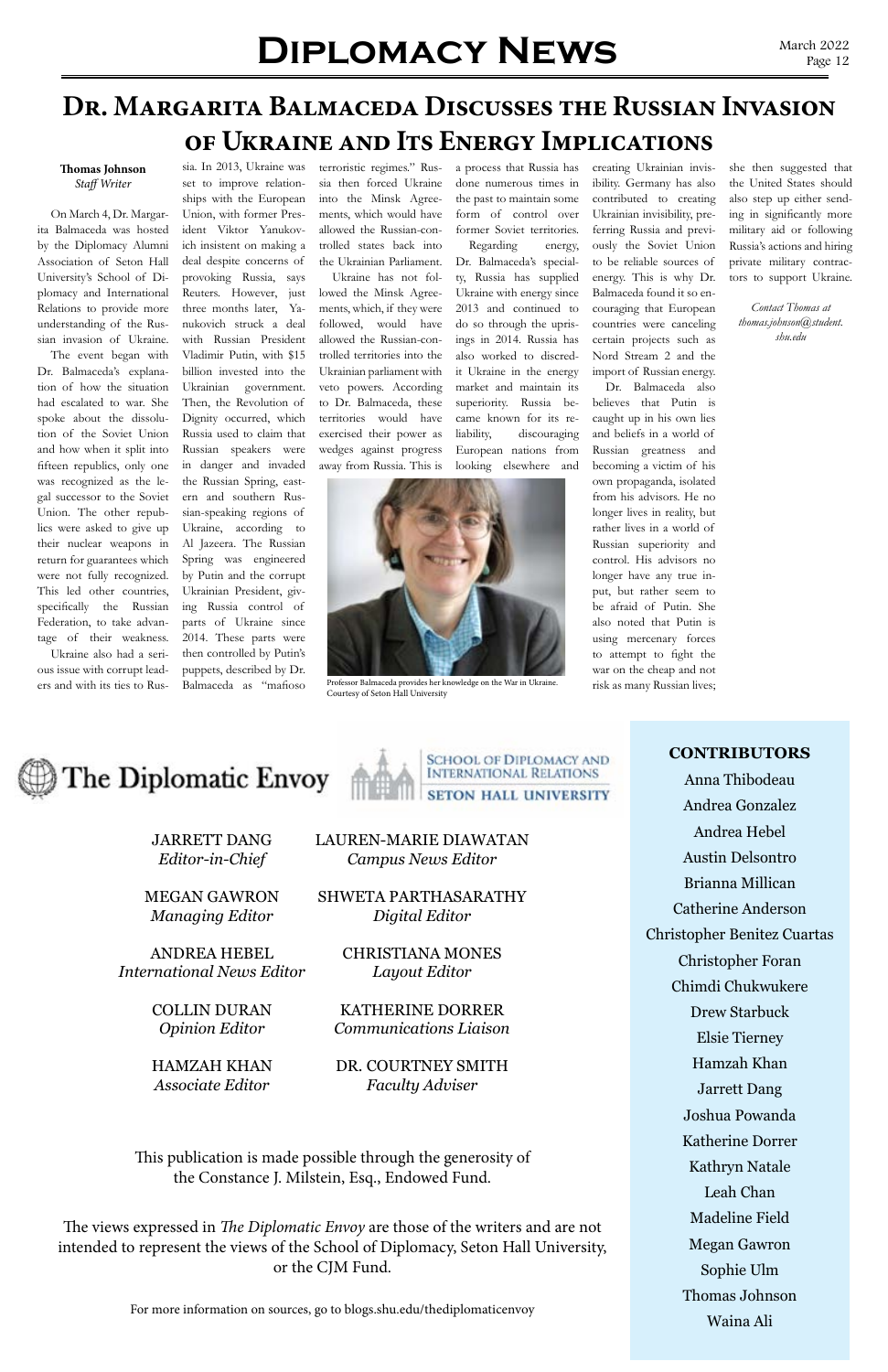# Dr. Margarita Balmaceda Discusses the Russian Invasion of Ukraine and Its Energy Implications

**Thomas Johnson**
*Staff Writer*

On March 4, Dr. Margarita Balmaceda was hosted by the Diplomacy Alumni Association of Seton Hall University's School of Diplomacy and International Relations to provide more understanding of the Russian invasion of Ukraine.

The event began with Dr. Balmaceda's explanation of how the situation had escalated to war. She spoke about the dissolution of the Soviet Union and how when it split into fifteen republics, only one was recognized as the legal successor to the Soviet Union. The other republics were asked to give up their nuclear weapons in return for guarantees which were not fully recognized. This led other countries, specifically the Russian Federation, to take advantage of their weakness.

Ukraine also had a serious issue with corrupt leaders and with its ties to Russia. In 2013, Ukraine was set to improve relationships with the European Union, with former President Viktor Yanukovich insistent on making a deal despite concerns of provoking Russia, says Reuters. However, just three months later, Yanukovich struck a deal with Russian President Vladimir Putin, with $15 billion invested into the Ukrainian government. Then, the Revolution of Dignity occurred, which Russia used to claim that Russian speakers were in danger and invaded the Russian Spring, eastern and southern Russian-speaking regions of Ukraine, according to Al Jazeera. The Russian Spring was engineered by Putin and the corrupt Ukrainian President, giving Russia control of parts of Ukraine since 2014. These parts were then controlled by Putin's puppets, described by Dr. Balmaceda as "mafioso terroristic regimes." Russia then forced Ukraine into the Minsk Agreements, which would have allowed the Russian-controlled states back into the Ukrainian Parliament.

Ukraine has not followed the Minsk Agreements, which, if they were followed, would have allowed the Russian-controlled territories into the Ukrainian parliament with veto powers. According to Dr. Balmaceda, these territories would have exercised their power as wedges against progress away from Russia. This is a process that Russia has done numerous times in the past to maintain some form of control over former Soviet territories.

Regarding energy, Dr. Balmaceda's specialty, Russia has supplied Ukraine with energy since 2013 and continued to do so through the uprisings in 2014. Russia has also worked to discredit Ukraine in the energy market and maintain its superiority. Russia became known for its reliability, discouraging European nations from looking elsewhere and creating Ukrainian invisibility. Germany has also contributed to creating Ukrainian invisibility, preferring Russia and previously the Soviet Union to be reliable sources of energy. This is why Dr. Balmaceda found it so encouraging that European countries were canceling certain projects such as Nord Stream 2 and the import of Russian energy.

Dr. Balmaceda also believes that Putin is caught up in his own lies and beliefs in a world of Russian greatness and becoming a victim of his own propaganda, isolated from his advisors. He no longer lives in reality, but rather lives in a world of Russian superiority and control. His advisors no longer have any true input, but rather seem to be afraid of Putin. She also noted that Putin is using mercenary forces to attempt to fight the war on the cheap and not risk as many Russian lives; she then suggested that the United States should also step up either sending in significantly more military aid or following Russia's actions and hiring private military contractors to support Ukraine.

*Contact Thomas at thomas.johnson@student.shu.edu*

Professor Balmaceda provides her knowledge on the War in Ukraine. Courtesy of Seton Hall University

---

**The Diplomatic Envoy**

School of Diplomacy and International Relations
Seton Hall University

JARRETT DANG
*Editor-in-Chief*

MEGAN GAWRON
*Managing Editor*

ANDREA HEBEL
*International News Editor*

COLLIN DURAN
*Opinion Editor*

HAMZAH KHAN
*Associate Editor*

LAUREN-MARIE DIAWATAN
*Campus News Editor*

SHWETA PARTHASARATHY
*Digital Editor*

CHRISTIANA MONES
*Layout Editor*

KATHERINE DORRER
*Communications Liaison*

DR. COURTNEY SMITH
*Faculty Adviser*

This publication is made possible through the generosity of the Constance J. Milstein, Esq., Endowed Fund.

The views expressed in *The Diplomatic Envoy* are those of the writers and are not intended to represent the views of the School of Diplomacy, Seton Hall University, or the CJM Fund.

For more information on sources, go to blogs.shu.edu/thediplomaticenvoy

**CONTRIBUTORS**

Anna Thibodeau
Andrea Gonzalez
Andrea Hebel
Austin Delsontro
Brianna Millican
Catherine Anderson
Christopher Benitez Cuartas
Christopher Foran
Chimdi Chukwukere
Drew Starbuck
Elsie Tierney
Hamzah Khan
Jarrett Dang
Joshua Powanda
Katherine Dorrer
Kathryn Natale
Leah Chan
Madeline Field
Megan Gawron
Sophie Ulm
Thomas Johnson
Waina Ali